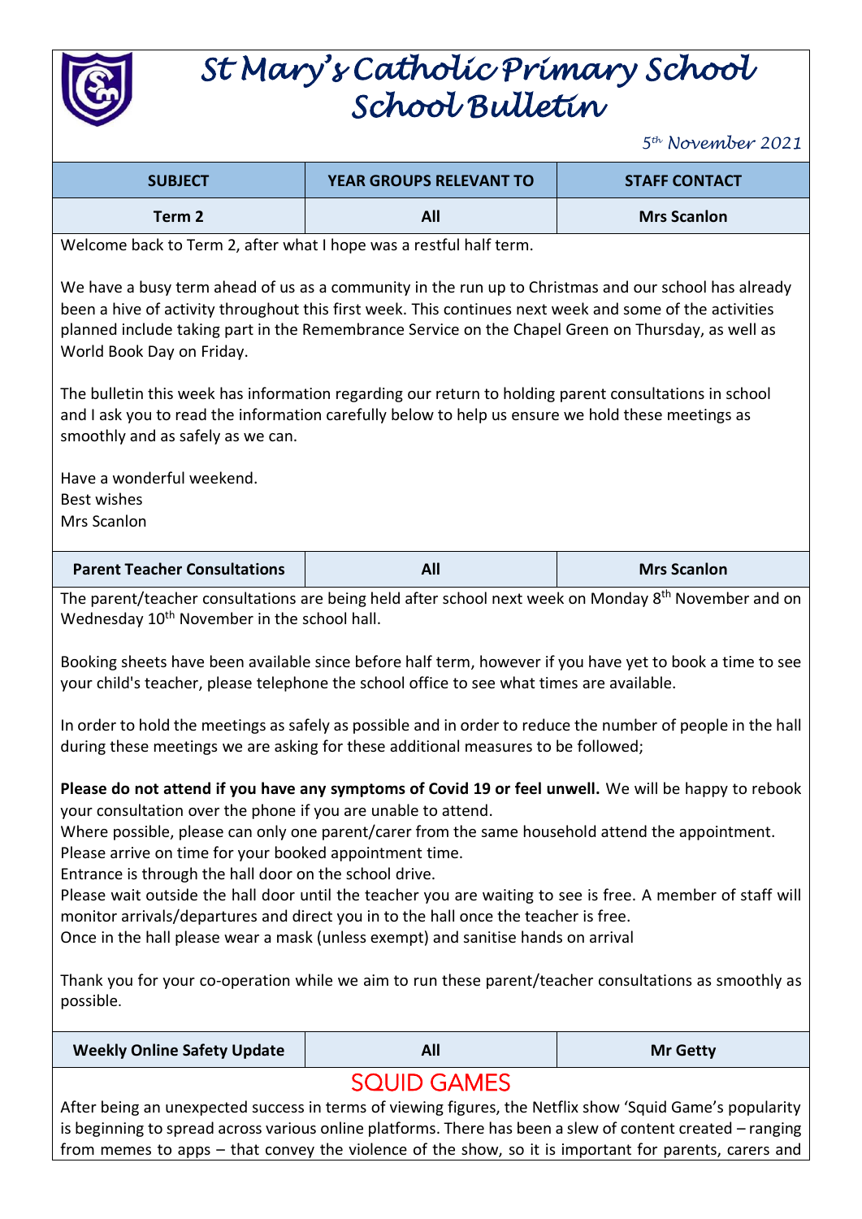# St Mary's Catholic Primary School
# School Bulletin

*5th November 2021*

| SUBJECT | YEAR GROUPS RELEVANT TO | STAFF CONTACT |
|---|---|---|
| **Term 2** | **All** | **Mrs Scanlon** |

Welcome back to Term 2, after what I hope was a restful half term.

We have a busy term ahead of us as a community in the run up to Christmas and our school has already been a hive of activity throughout this first week. This continues next week and some of the activities planned include taking part in the Remembrance Service on the Chapel Green on Thursday, as well as World Book Day on Friday.

The bulletin this week has information regarding our return to holding parent consultations in school and I ask you to read the information carefully below to help us ensure we hold these meetings as smoothly and as safely as we can.

Have a wonderful weekend.
Best wishes
Mrs Scanlon

| | | |
|---|---|---|
| **Parent Teacher Consultations** | **All** | **Mrs Scanlon** |

The parent/teacher consultations are being held after school next week on Monday 8th November and on Wednesday 10th November in the school hall.

Booking sheets have been available since before half term, however if you have yet to book a time to see your child's teacher, please telephone the school office to see what times are available.

In order to hold the meetings as safely as possible and in order to reduce the number of people in the hall during these meetings we are asking for these additional measures to be followed;

**Please do not attend if you have any symptoms of Covid 19 or feel unwell.** We will be happy to rebook your consultation over the phone if you are unable to attend.
Where possible, please can only one parent/carer from the same household attend the appointment.
Please arrive on time for your booked appointment time.
Entrance is through the hall door on the school drive.
Please wait outside the hall door until the teacher you are waiting to see is free. A member of staff will monitor arrivals/departures and direct you in to the hall once the teacher is free.
Once in the hall please wear a mask (unless exempt) and sanitise hands on arrival

Thank you for your co-operation while we aim to run these parent/teacher consultations as smoothly as possible.

| | | |
|---|---|---|
| **Weekly Online Safety Update** | **All** | **Mr Getty** |

## SQUID GAMES

After being an unexpected success in terms of viewing figures, the Netflix show 'Squid Game's popularity is beginning to spread across various online platforms. There has been a slew of content created – ranging from memes to apps – that convey the violence of the show, so it is important for parents, carers and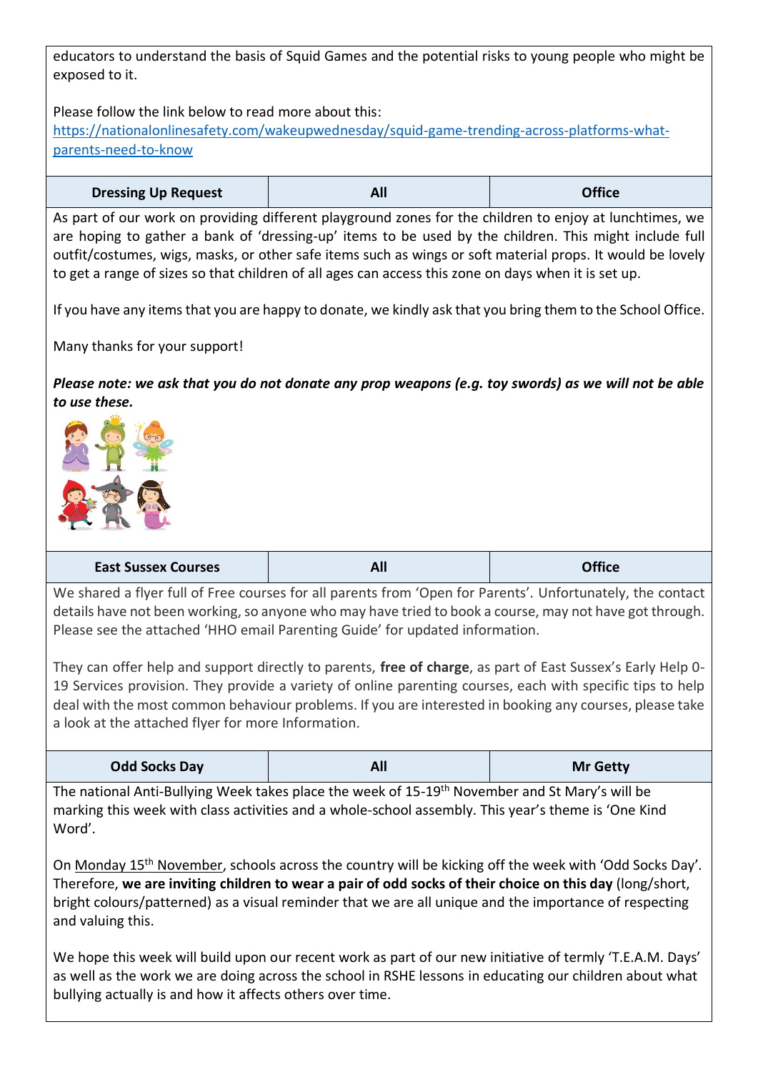educators to understand the basis of Squid Games and the potential risks to young people who might be exposed to it.

Please follow the link below to read more about this:
[https://nationalonlinesafety.com/wakeupwednesday/squid-game-trending-across-platforms-what-parents-need-to-know](https://nationalonlinesafety.com/wakeupwednesday/squid-game-trending-across-platforms-what-parents-need-to-know)

| Dressing Up Request | All | Office |
| --- | --- | --- |

As part of our work on providing different playground zones for the children to enjoy at lunchtimes, we are hoping to gather a bank of 'dressing-up' items to be used by the children. This might include full outfit/costumes, wigs, masks, or other safe items such as wings or soft material props. It would be lovely to get a range of sizes so that children of all ages can access this zone on days when it is set up.

If you have any items that you are happy to donate, we kindly ask that you bring them to the School Office.

Many thanks for your support!

***Please note: we ask that you do not donate any prop weapons (e.g. toy swords) as we will not be able to use these.***

| East Sussex Courses | All | Office |
| --- | --- | --- |

We shared a flyer full of Free courses for all parents from 'Open for Parents'. Unfortunately, the contact details have not been working, so anyone who may have tried to book a course, may not have got through. Please see the attached 'HHO email Parenting Guide' for updated information.

They can offer help and support directly to parents, **free of charge**, as part of East Sussex's Early Help 0-19 Services provision. They provide a variety of online parenting courses, each with specific tips to help deal with the most common behaviour problems. If you are interested in booking any courses, please take a look at the attached flyer for more Information.

| Odd Socks Day | All | Mr Getty |
| --- | --- | --- |

The national Anti-Bullying Week takes place the week of 15-19th November and St Mary's will be marking this week with class activities and a whole-school assembly. This year's theme is 'One Kind Word'.

On Monday 15th November, schools across the country will be kicking off the week with 'Odd Socks Day'. Therefore, **we are inviting children to wear a pair of odd socks of their choice on this day** (long/short, bright colours/patterned) as a visual reminder that we are all unique and the importance of respecting and valuing this.

We hope this week will build upon our recent work as part of our new initiative of termly 'T.E.A.M. Days' as well as the work we are doing across the school in RSHE lessons in educating our children about what bullying actually is and how it affects others over time.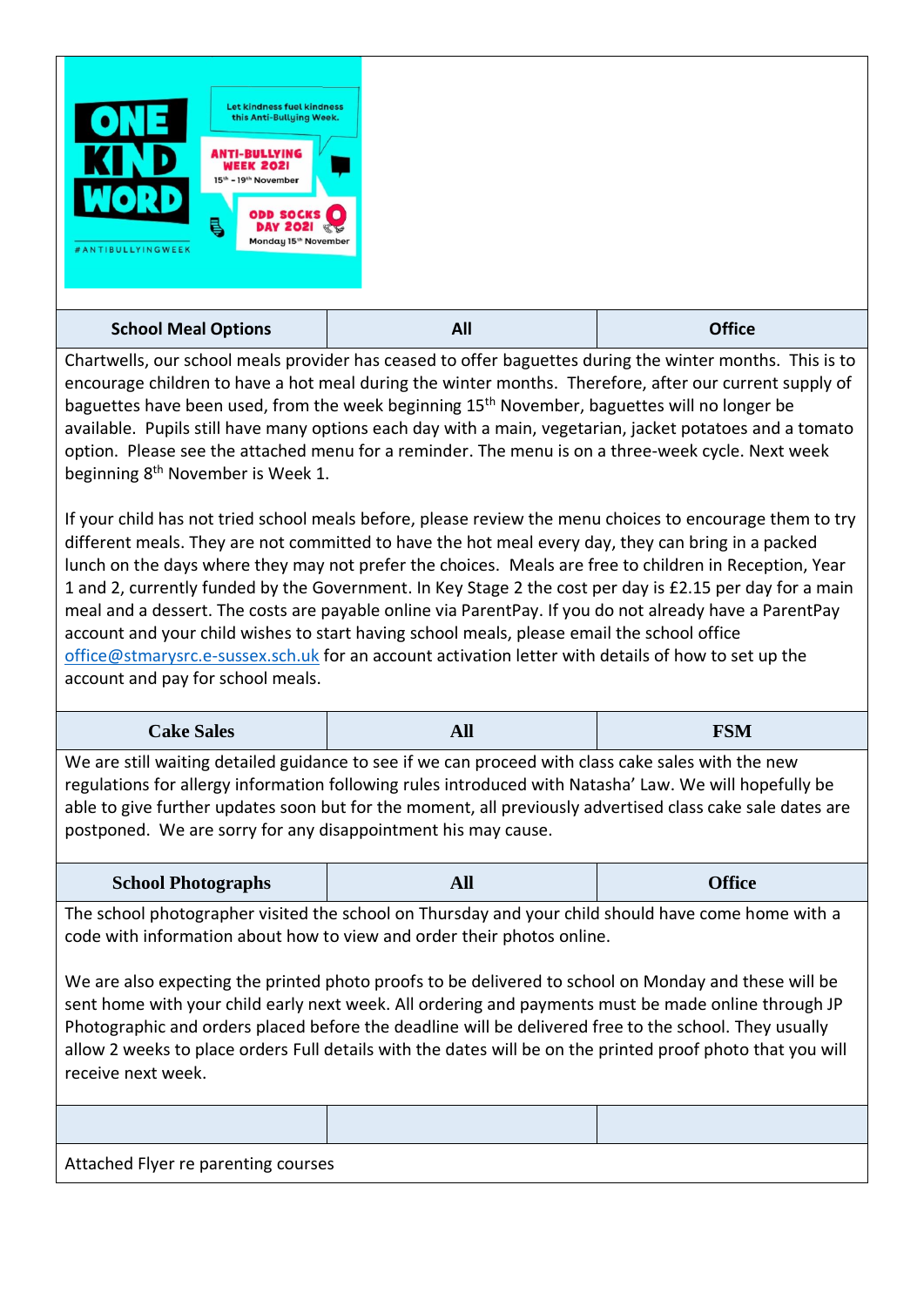Let kindness fuel kindness this Anti-Bullying Week.

ONE KIND WORD

ANTI-BULLYING WEEK 2021
15th – 19th November

ODD SOCKS DAY 2021
Monday 15th November

#ANTIBULLYINGWEEK

| School Meal Options | All | Office |
|---|---|---|

Chartwells, our school meals provider has ceased to offer baguettes during the winter months. This is to encourage children to have a hot meal during the winter months. Therefore, after our current supply of baguettes have been used, from the week beginning 15th November, baguettes will no longer be available. Pupils still have many options each day with a main, vegetarian, jacket potatoes and a tomato option. Please see the attached menu for a reminder. The menu is on a three-week cycle. Next week beginning 8th November is Week 1.

If your child has not tried school meals before, please review the menu choices to encourage them to try different meals. They are not committed to have the hot meal every day, they can bring in a packed lunch on the days where they may not prefer the choices. Meals are free to children in Reception, Year 1 and 2, currently funded by the Government. In Key Stage 2 the cost per day is £2.15 per day for a main meal and a dessert. The costs are payable online via ParentPay. If you do not already have a ParentPay account and your child wishes to start having school meals, please email the school office office@stmarysrc.e-sussex.sch.uk for an account activation letter with details of how to set up the account and pay for school meals.

| Cake Sales | All | FSM |
|---|---|---|

We are still waiting detailed guidance to see if we can proceed with class cake sales with the new regulations for allergy information following rules introduced with Natasha' Law. We will hopefully be able to give further updates soon but for the moment, all previously advertised class cake sale dates are postponed. We are sorry for any disappointment his may cause.

| School Photographs | All | Office |
|---|---|---|

The school photographer visited the school on Thursday and your child should have come home with a code with information about how to view and order their photos online.

We are also expecting the printed photo proofs to be delivered to school on Monday and these will be sent home with your child early next week. All ordering and payments must be made online through JP Photographic and orders placed before the deadline will be delivered free to the school. They usually allow 2 weeks to place orders Full details with the dates will be on the printed proof photo that you will receive next week.

Attached Flyer re parenting courses